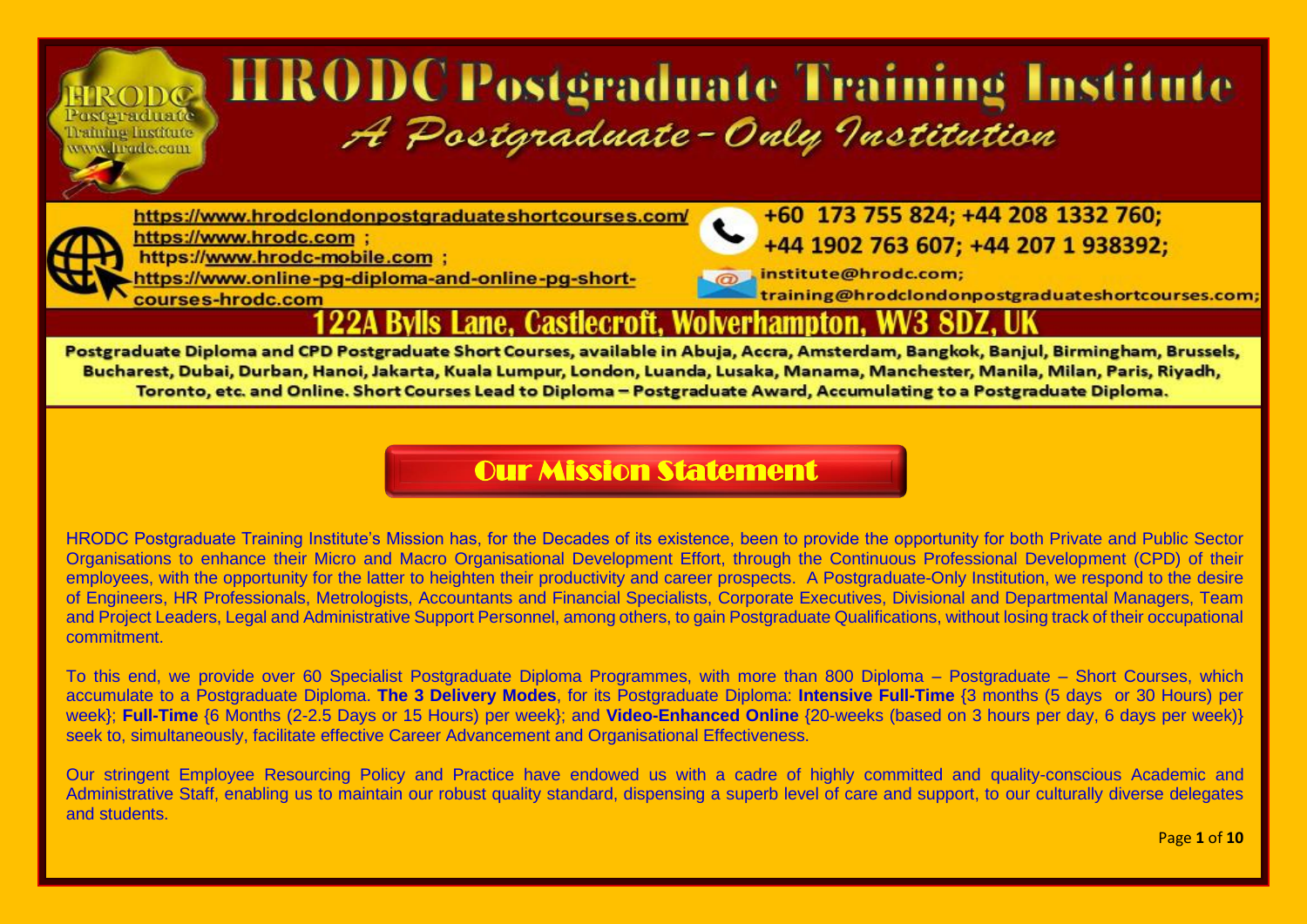# HRODC Postgraduate Training Institute

*A Postgraduate-Only Institution*

https://www.hrodclondonpostgraduateshortcourses.com/
https://www.hrodc.com ;
https://www.hrodc-mobile.com ;
https://www.online-pg-diploma-and-online-pg-short-courses-hrodc.com

+60 173 755 824; +44 208 1332 760;
+44 1902 763 607; +44 207 1 938392;

institute@hrodc.com;
training@hrodclondonpostgraduateshortcourses.com;

**122A Bylls Lane, Castlecroft, Wolverhampton, WV3 8DZ, UK**

**Postgraduate Diploma and CPD Postgraduate Short Courses, available in Abuja, Accra, Amsterdam, Bangkok, Banjul, Birmingham, Brussels, Bucharest, Dubai, Durban, Hanoi, Jakarta, Kuala Lumpur, London, Luanda, Lusaka, Manama, Manchester, Manila, Milan, Paris, Riyadh, Toronto, etc. and Online. Short Courses Lead to Diploma – Postgraduate Award, Accumulating to a Postgraduate Diploma.**

## Our Mission Statement

HRODC Postgraduate Training Institute's Mission has, for the Decades of its existence, been to provide the opportunity for both Private and Public Sector Organisations to enhance their Micro and Macro Organisational Development Effort, through the Continuous Professional Development (CPD) of their employees, with the opportunity for the latter to heighten their productivity and career prospects. A Postgraduate-Only Institution, we respond to the desire of Engineers, HR Professionals, Metrologists, Accountants and Financial Specialists, Corporate Executives, Divisional and Departmental Managers, Team and Project Leaders, Legal and Administrative Support Personnel, among others, to gain Postgraduate Qualifications, without losing track of their occupational commitment.

To this end, we provide over 60 Specialist Postgraduate Diploma Programmes, with more than 800 Diploma – Postgraduate – Short Courses, which accumulate to a Postgraduate Diploma. **The 3 Delivery Modes**, for its Postgraduate Diploma: **Intensive Full-Time** {3 months (5 days or 30 Hours) per week}; **Full-Time** {6 Months (2-2.5 Days or 15 Hours) per week}; and **Video-Enhanced Online** {20-weeks (based on 3 hours per day, 6 days per week)} seek to, simultaneously, facilitate effective Career Advancement and Organisational Effectiveness.

Our stringent Employee Resourcing Policy and Practice have endowed us with a cadre of highly committed and quality-conscious Academic and Administrative Staff, enabling us to maintain our robust quality standard, dispensing a superb level of care and support, to our culturally diverse delegates and students.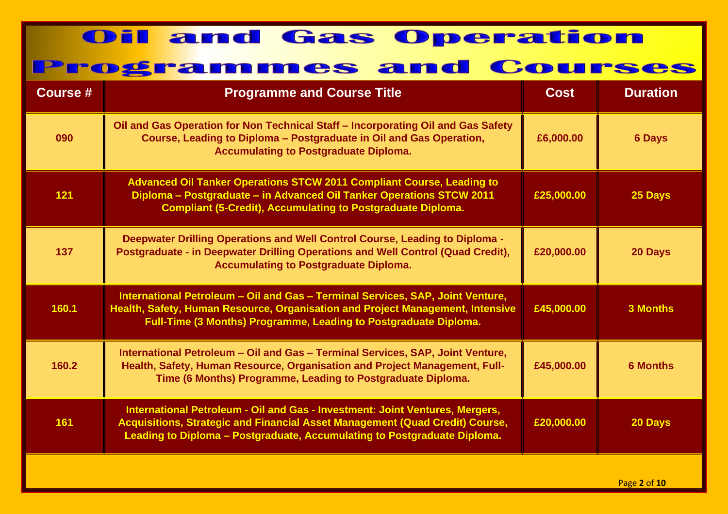# Oil and Gas Operation Programmes and Courses

| Course # | Programme and Course Title | Cost | Duration |
|---|---|---|---|
| 090 | Oil and Gas Operation for Non Technical Staff – Incorporating Oil and Gas Safety Course, Leading to Diploma – Postgraduate in Oil and Gas Operation, Accumulating to Postgraduate Diploma. | £6,000.00 | 6 Days |
| 121 | Advanced Oil Tanker Operations STCW 2011 Compliant Course, Leading to Diploma – Postgraduate – in Advanced Oil Tanker Operations STCW 2011 Compliant (5-Credit), Accumulating to Postgraduate Diploma. | £25,000.00 | 25 Days |
| 137 | Deepwater Drilling Operations and Well Control Course, Leading to Diploma - Postgraduate - in Deepwater Drilling Operations and Well Control (Quad Credit), Accumulating to Postgraduate Diploma. | £20,000.00 | 20 Days |
| 160.1 | International Petroleum – Oil and Gas – Terminal Services, SAP, Joint Venture, Health, Safety, Human Resource, Organisation and Project Management, Intensive Full-Time (3 Months) Programme, Leading to Postgraduate Diploma. | £45,000.00 | 3 Months |
| 160.2 | International Petroleum – Oil and Gas – Terminal Services, SAP, Joint Venture, Health, Safety, Human Resource, Organisation and Project Management, Full-Time (6 Months) Programme, Leading to Postgraduate Diploma. | £45,000.00 | 6 Months |
| 161 | International Petroleum - Oil and Gas - Investment: Joint Ventures, Mergers, Acquisitions, Strategic and Financial Asset Management (Quad Credit) Course, Leading to Diploma – Postgraduate, Accumulating to Postgraduate Diploma. | £20,000.00 | 20 Days |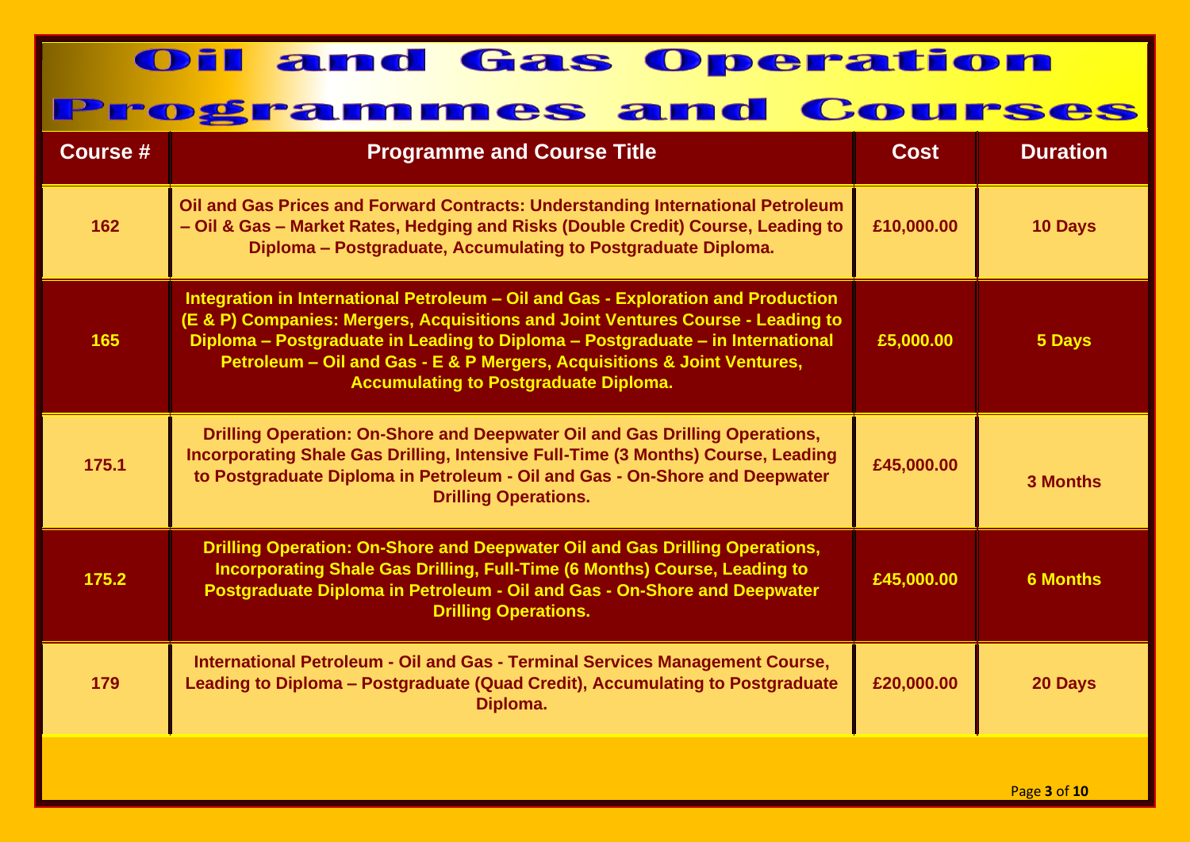# Oil and Gas Operation Programmes and Courses

| Course # | Programme and Course Title | Cost | Duration |
| --- | --- | --- | --- |
| 162 | Oil and Gas Prices and Forward Contracts: Understanding International Petroleum – Oil & Gas – Market Rates, Hedging and Risks (Double Credit) Course, Leading to Diploma – Postgraduate, Accumulating to Postgraduate Diploma. | £10,000.00 | 10 Days |
| 165 | Integration in International Petroleum – Oil and Gas - Exploration and Production (E & P) Companies: Mergers, Acquisitions and Joint Ventures Course - Leading to Diploma – Postgraduate in Leading to Diploma – Postgraduate – in International Petroleum – Oil and Gas - E & P Mergers, Acquisitions & Joint Ventures, Accumulating to Postgraduate Diploma. | £5,000.00 | 5 Days |
| 175.1 | Drilling Operation: On-Shore and Deepwater Oil and Gas Drilling Operations, Incorporating Shale Gas Drilling, Intensive Full-Time (3 Months) Course, Leading to Postgraduate Diploma in Petroleum - Oil and Gas - On-Shore and Deepwater Drilling Operations. | £45,000.00 | 3 Months |
| 175.2 | Drilling Operation: On-Shore and Deepwater Oil and Gas Drilling Operations, Incorporating Shale Gas Drilling, Full-Time (6 Months) Course, Leading to Postgraduate Diploma in Petroleum - Oil and Gas - On-Shore and Deepwater Drilling Operations. | £45,000.00 | 6 Months |
| 179 | International Petroleum - Oil and Gas - Terminal Services Management Course, Leading to Diploma – Postgraduate (Quad Credit), Accumulating to Postgraduate Diploma. | £20,000.00 | 20 Days |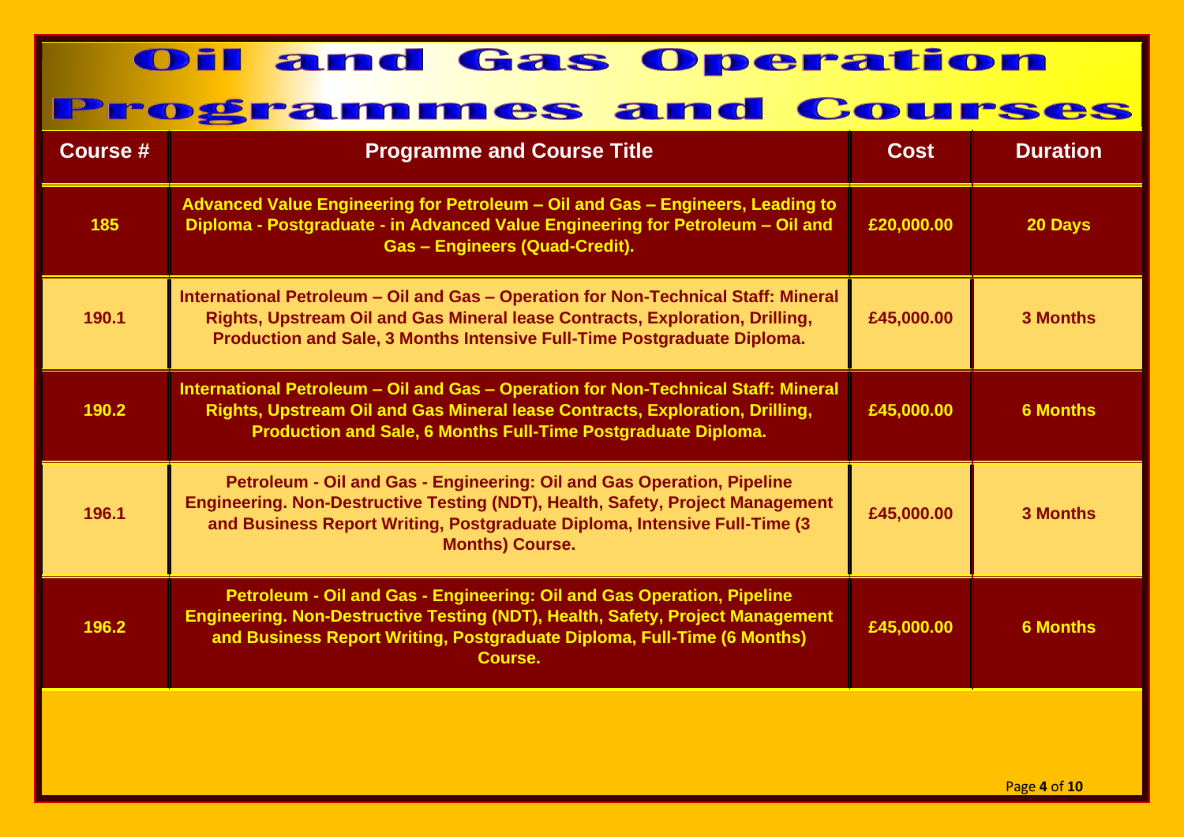# Oil and Gas Operation Programmes and Courses

| Course # | Programme and Course Title | Cost | Duration |
| --- | --- | --- | --- |
| 185 | Advanced Value Engineering for Petroleum – Oil and Gas – Engineers, Leading to Diploma - Postgraduate - in Advanced Value Engineering for Petroleum – Oil and Gas – Engineers (Quad-Credit). | £20,000.00 | 20 Days |
| 190.1 | International Petroleum – Oil and Gas – Operation for Non-Technical Staff: Mineral Rights, Upstream Oil and Gas Mineral lease Contracts, Exploration, Drilling, Production and Sale, 3 Months Intensive Full-Time Postgraduate Diploma. | £45,000.00 | 3 Months |
| 190.2 | International Petroleum – Oil and Gas – Operation for Non-Technical Staff: Mineral Rights, Upstream Oil and Gas Mineral lease Contracts, Exploration, Drilling, Production and Sale, 6 Months Full-Time Postgraduate Diploma. | £45,000.00 | 6 Months |
| 196.1 | Petroleum - Oil and Gas - Engineering: Oil and Gas Operation, Pipeline Engineering. Non-Destructive Testing (NDT), Health, Safety, Project Management and Business Report Writing, Postgraduate Diploma, Intensive Full-Time (3 Months) Course. | £45,000.00 | 3 Months |
| 196.2 | Petroleum - Oil and Gas - Engineering: Oil and Gas Operation, Pipeline Engineering. Non-Destructive Testing (NDT), Health, Safety, Project Management and Business Report Writing, Postgraduate Diploma, Full-Time (6 Months) Course. | £45,000.00 | 6 Months |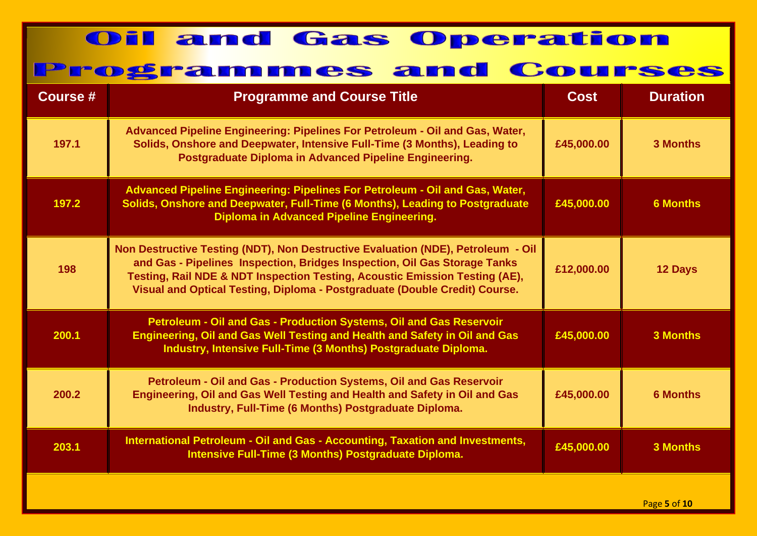# Oil and Gas Operation Programmes and Courses

| Course # | Programme and Course Title | Cost | Duration |
|---|---|---|---|
| 197.1 | Advanced Pipeline Engineering: Pipelines For Petroleum - Oil and Gas, Water, Solids, Onshore and Deepwater, Intensive Full-Time (3 Months), Leading to Postgraduate Diploma in Advanced Pipeline Engineering. | £45,000.00 | 3 Months |
| 197.2 | Advanced Pipeline Engineering: Pipelines For Petroleum - Oil and Gas, Water, Solids, Onshore and Deepwater, Full-Time (6 Months), Leading to Postgraduate Diploma in Advanced Pipeline Engineering. | £45,000.00 | 6 Months |
| 198 | Non Destructive Testing (NDT), Non Destructive Evaluation (NDE), Petroleum - Oil and Gas - Pipelines Inspection, Bridges Inspection, Oil Gas Storage Tanks Testing, Rail NDE & NDT Inspection Testing, Acoustic Emission Testing (AE), Visual and Optical Testing, Diploma - Postgraduate (Double Credit) Course. | £12,000.00 | 12 Days |
| 200.1 | Petroleum - Oil and Gas - Production Systems, Oil and Gas Reservoir Engineering, Oil and Gas Well Testing and Health and Safety in Oil and Gas Industry, Intensive Full-Time (3 Months) Postgraduate Diploma. | £45,000.00 | 3 Months |
| 200.2 | Petroleum - Oil and Gas - Production Systems, Oil and Gas Reservoir Engineering, Oil and Gas Well Testing and Health and Safety in Oil and Gas Industry, Full-Time (6 Months) Postgraduate Diploma. | £45,000.00 | 6 Months |
| 203.1 | International Petroleum - Oil and Gas - Accounting, Taxation and Investments, Intensive Full-Time (3 Months) Postgraduate Diploma. | £45,000.00 | 3 Months |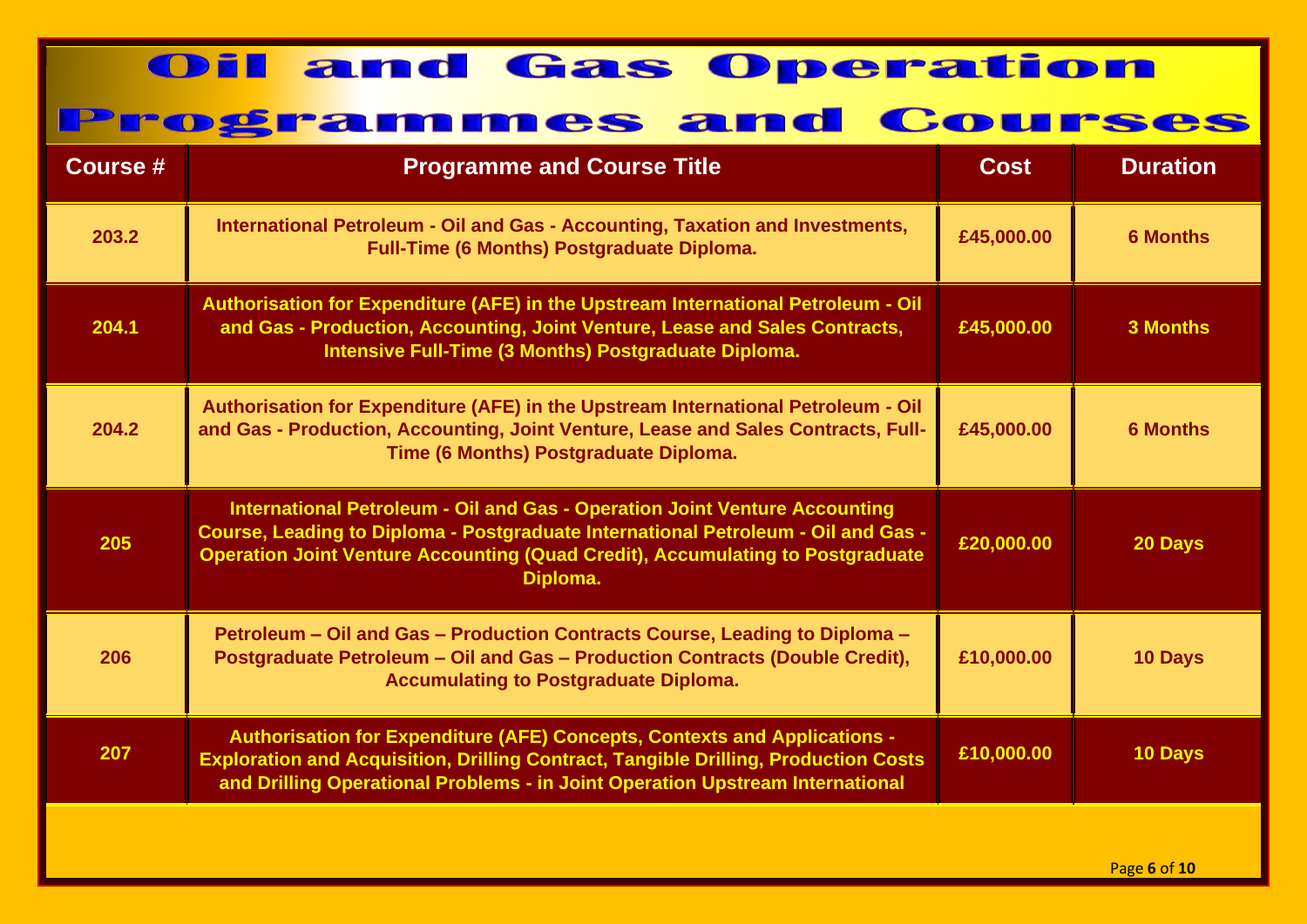# Oil and Gas Operation Programmes and Courses

| Course # | Programme and Course Title | Cost | Duration |
| --- | --- | --- | --- |
| 203.2 | International Petroleum - Oil and Gas - Accounting, Taxation and Investments, Full-Time (6 Months) Postgraduate Diploma. | £45,000.00 | 6 Months |
| 204.1 | Authorisation for Expenditure (AFE) in the Upstream International Petroleum - Oil and Gas - Production, Accounting, Joint Venture, Lease and Sales Contracts, Intensive Full-Time (3 Months) Postgraduate Diploma. | £45,000.00 | 3 Months |
| 204.2 | Authorisation for Expenditure (AFE) in the Upstream International Petroleum - Oil and Gas - Production, Accounting, Joint Venture, Lease and Sales Contracts, Full-Time (6 Months) Postgraduate Diploma. | £45,000.00 | 6 Months |
| 205 | International Petroleum - Oil and Gas - Operation Joint Venture Accounting Course, Leading to Diploma - Postgraduate International Petroleum - Oil and Gas - Operation Joint Venture Accounting (Quad Credit), Accumulating to Postgraduate Diploma. | £20,000.00 | 20 Days |
| 206 | Petroleum – Oil and Gas – Production Contracts Course, Leading to Diploma – Postgraduate Petroleum – Oil and Gas – Production Contracts (Double Credit), Accumulating to Postgraduate Diploma. | £10,000.00 | 10 Days |
| 207 | Authorisation for Expenditure (AFE) Concepts, Contexts and Applications - Exploration and Acquisition, Drilling Contract, Tangible Drilling, Production Costs and Drilling Operational Problems - in Joint Operation Upstream International | £10,000.00 | 10 Days |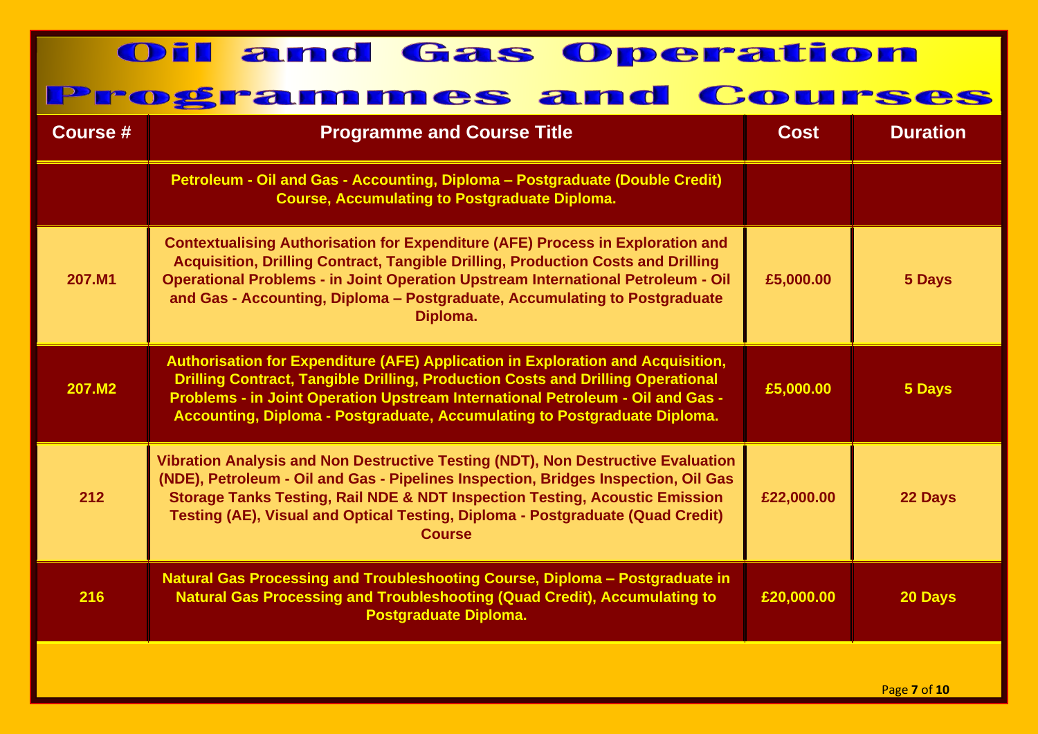# Oil and Gas Operation Programmes and Courses

| Course # | Programme and Course Title | Cost | Duration |
| --- | --- | --- | --- |
| | **Petroleum - Oil and Gas - Accounting, Diploma – Postgraduate (Double Credit) Course, Accumulating to Postgraduate Diploma.** | | |
| 207.M1 | Contextualising Authorisation for Expenditure (AFE) Process in Exploration and Acquisition, Drilling Contract, Tangible Drilling, Production Costs and Drilling Operational Problems - in Joint Operation Upstream International Petroleum - Oil and Gas - Accounting, Diploma – Postgraduate, Accumulating to Postgraduate Diploma. | £5,000.00 | 5 Days |
| 207.M2 | Authorisation for Expenditure (AFE) Application in Exploration and Acquisition, Drilling Contract, Tangible Drilling, Production Costs and Drilling Operational Problems - in Joint Operation Upstream International Petroleum - Oil and Gas - Accounting, Diploma - Postgraduate, Accumulating to Postgraduate Diploma. | £5,000.00 | 5 Days |
| 212 | Vibration Analysis and Non Destructive Testing (NDT), Non Destructive Evaluation (NDE), Petroleum - Oil and Gas - Pipelines Inspection, Bridges Inspection, Oil Gas Storage Tanks Testing, Rail NDE & NDT Inspection Testing, Acoustic Emission Testing (AE), Visual and Optical Testing, Diploma - Postgraduate (Quad Credit) Course | £22,000.00 | 22 Days |
| 216 | Natural Gas Processing and Troubleshooting Course, Diploma – Postgraduate in Natural Gas Processing and Troubleshooting (Quad Credit), Accumulating to Postgraduate Diploma. | £20,000.00 | 20 Days |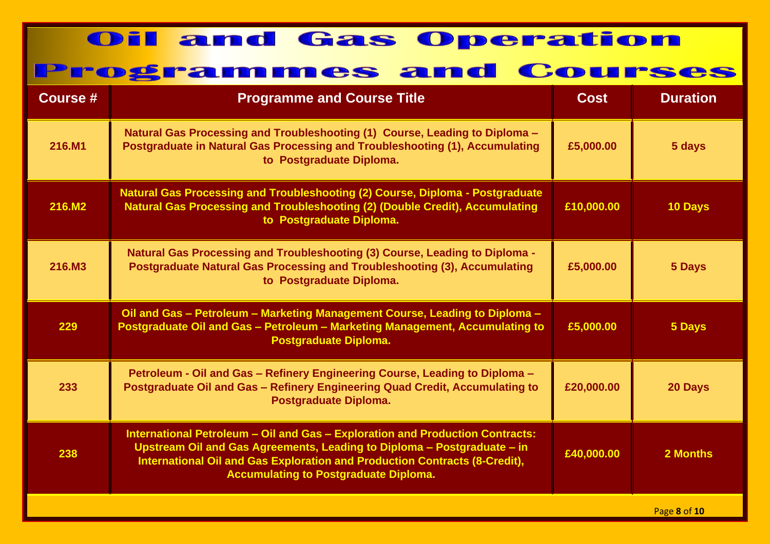# Oil and Gas Operation Programmes and Courses

| Course # | Programme and Course Title | Cost | Duration |
|---|---|---|---|
| 216.M1 | Natural Gas Processing and Troubleshooting (1) Course, Leading to Diploma – Postgraduate in Natural Gas Processing and Troubleshooting (1), Accumulating to Postgraduate Diploma. | £5,000.00 | 5 days |
| 216.M2 | Natural Gas Processing and Troubleshooting (2) Course, Diploma - Postgraduate Natural Gas Processing and Troubleshooting (2) (Double Credit), Accumulating to Postgraduate Diploma. | £10,000.00 | 10 Days |
| 216.M3 | Natural Gas Processing and Troubleshooting (3) Course, Leading to Diploma - Postgraduate Natural Gas Processing and Troubleshooting (3), Accumulating to Postgraduate Diploma. | £5,000.00 | 5 Days |
| 229 | Oil and Gas – Petroleum – Marketing Management Course, Leading to Diploma – Postgraduate Oil and Gas – Petroleum – Marketing Management, Accumulating to Postgraduate Diploma. | £5,000.00 | 5 Days |
| 233 | Petroleum - Oil and Gas – Refinery Engineering Course, Leading to Diploma – Postgraduate Oil and Gas – Refinery Engineering Quad Credit, Accumulating to Postgraduate Diploma. | £20,000.00 | 20 Days |
| 238 | International Petroleum – Oil and Gas – Exploration and Production Contracts: Upstream Oil and Gas Agreements, Leading to Diploma – Postgraduate – in International Oil and Gas Exploration and Production Contracts (8-Credit), Accumulating to Postgraduate Diploma. | £40,000.00 | 2 Months |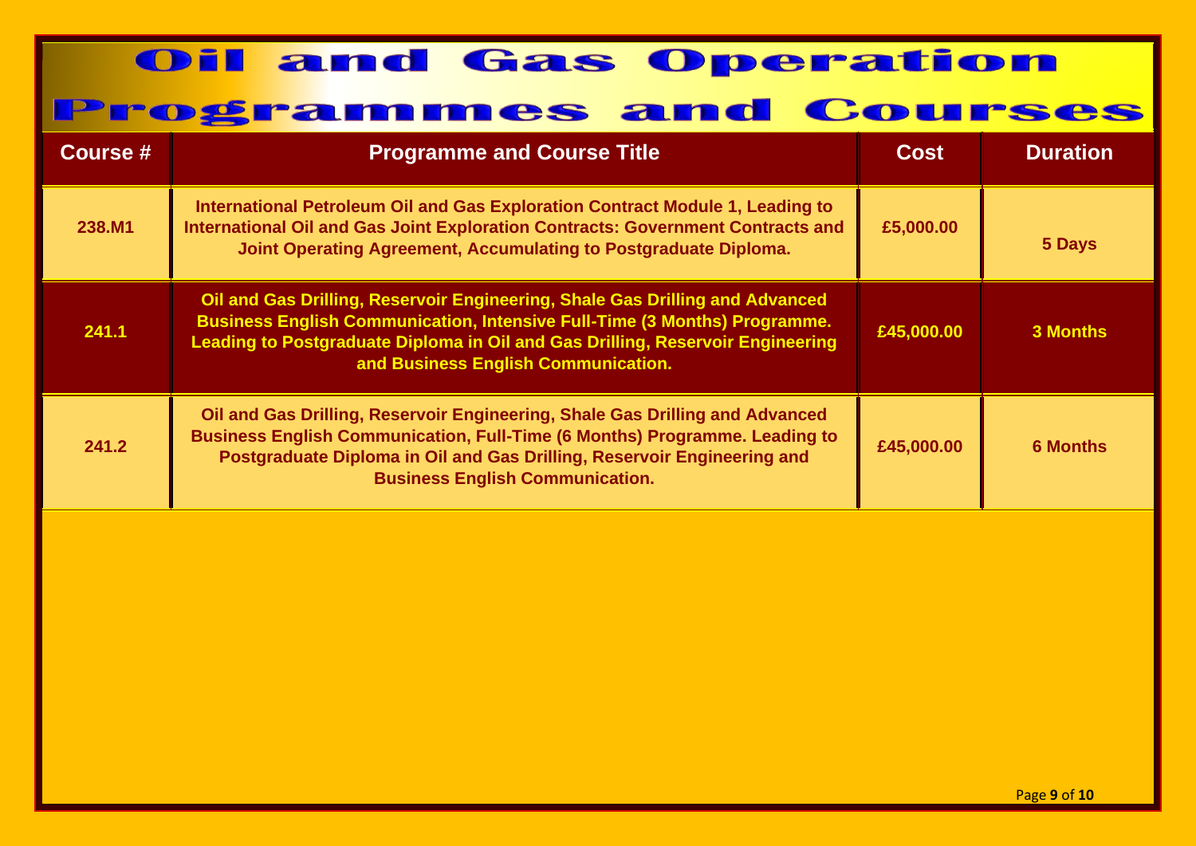# Oil and Gas Operation Programmes and Courses

| Course # | Programme and Course Title | Cost | Duration |
|---|---|---|---|
| 238.M1 | International Petroleum Oil and Gas Exploration Contract Module 1, Leading to International Oil and Gas Joint Exploration Contracts: Government Contracts and Joint Operating Agreement, Accumulating to Postgraduate Diploma. | £5,000.00 | 5 Days |
| 241.1 | Oil and Gas Drilling, Reservoir Engineering, Shale Gas Drilling and Advanced Business English Communication, Intensive Full-Time (3 Months) Programme. Leading to Postgraduate Diploma in Oil and Gas Drilling, Reservoir Engineering and Business English Communication. | £45,000.00 | 3 Months |
| 241.2 | Oil and Gas Drilling, Reservoir Engineering, Shale Gas Drilling and Advanced Business English Communication, Full-Time (6 Months) Programme. Leading to Postgraduate Diploma in Oil and Gas Drilling, Reservoir Engineering and Business English Communication. | £45,000.00 | 6 Months |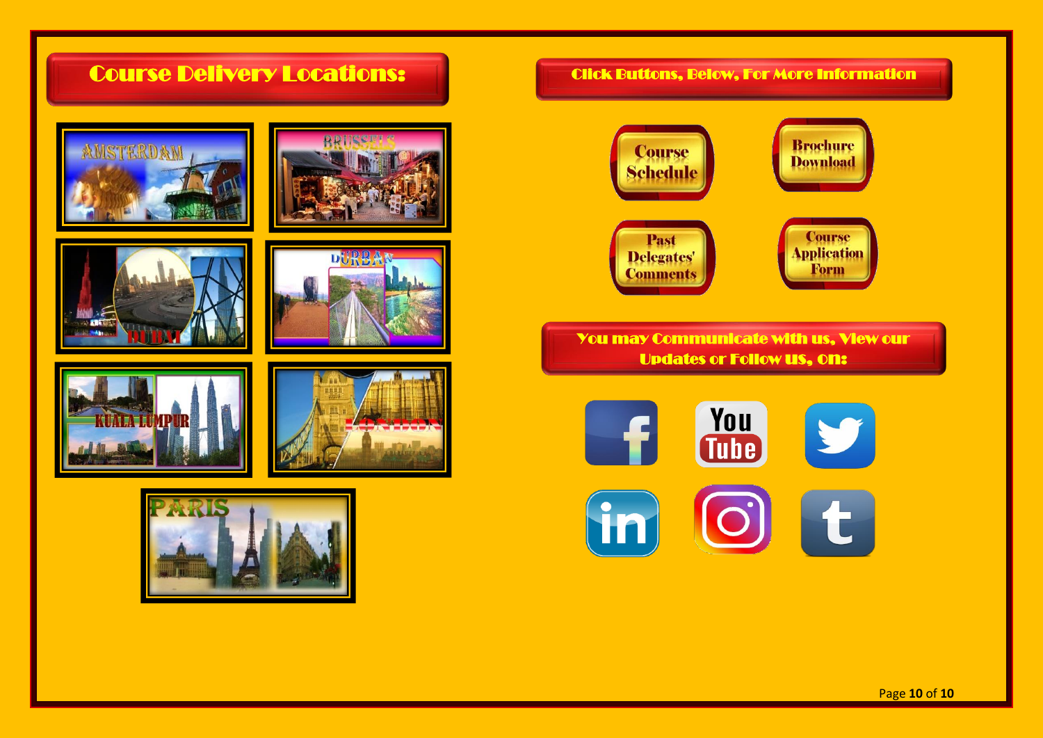## Course Delivery Locations:

AMSTERDAM

BRUSSELS

DUBAI

DURBAN

KUALA LUMPUR

LONDON

PARIS

## Click Buttons, Below, For More Information

Course Schedule

Brochure Download

Past Delegates' Comments

Course Application Form

## You may Communicate with us, View our Updates or Follow us, on: